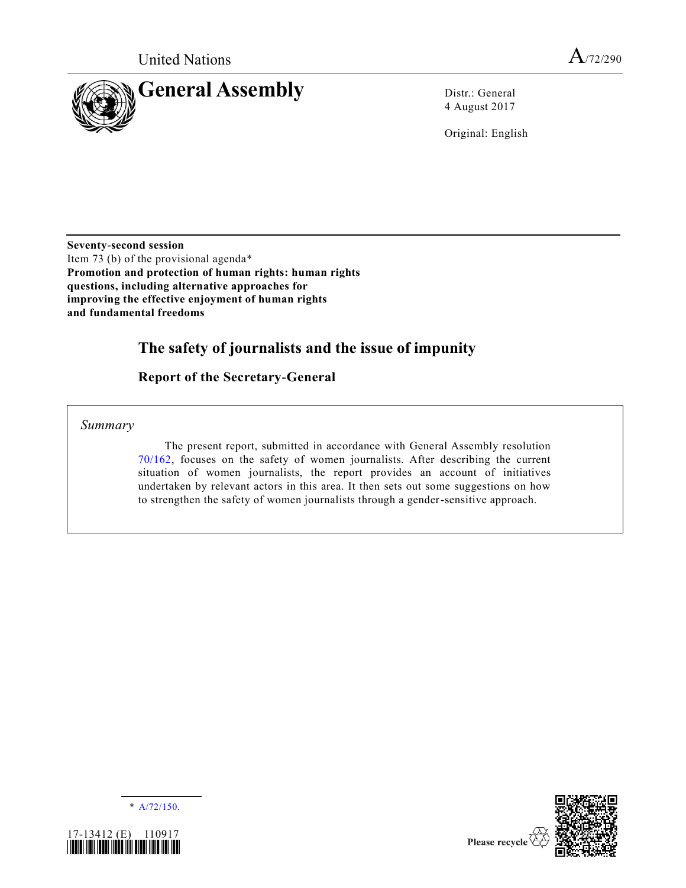United Nations

A/72/290

# General Assembly

Distr.: General
4 August 2017

Original: English

**Seventy-second session**
Item 73 (b) of the provisional agenda*
**Promotion and protection of human rights: human rights questions, including alternative approaches for improving the effective enjoyment of human rights and fundamental freedoms**

## The safety of journalists and the issue of impunity

### Report of the Secretary-General

*Summary*

The present report, submitted in accordance with General Assembly resolution 70/162, focuses on the safety of women journalists. After describing the current situation of women journalists, the report provides an account of initiatives undertaken by relevant actors in this area. It then sets out some suggestions on how to strengthen the safety of women journalists through a gender-sensitive approach.

* A/72/150.

17-13412 (E) 110917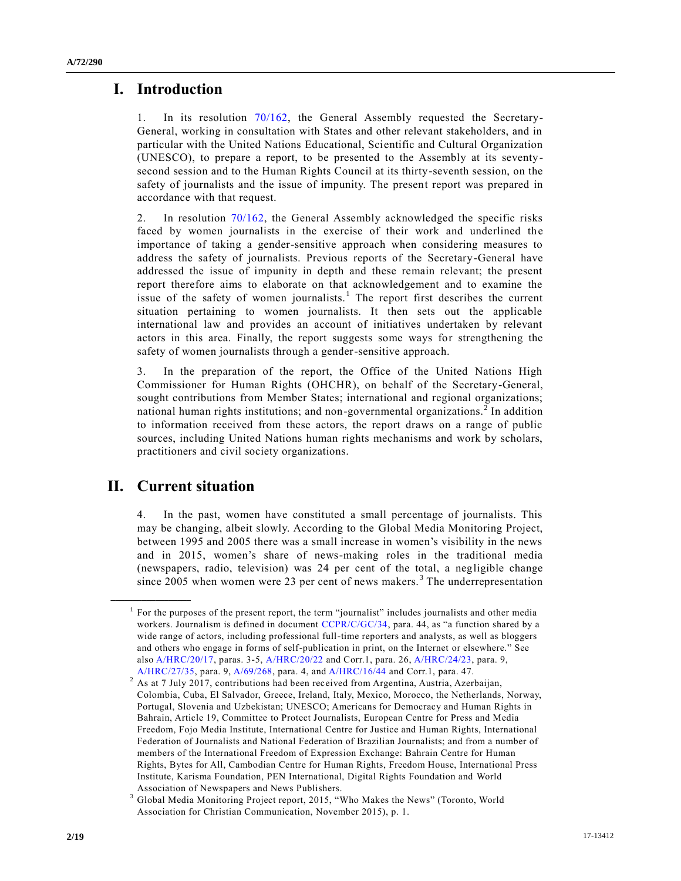# I. Introduction

1. In its resolution 70/162, the General Assembly requested the Secretary-General, working in consultation with States and other relevant stakeholders, and in particular with the United Nations Educational, Scientific and Cultural Organization (UNESCO), to prepare a report, to be presented to the Assembly at its seventy-second session and to the Human Rights Council at its thirty-seventh session, on the safety of journalists and the issue of impunity. The present report was prepared in accordance with that request.

2. In resolution 70/162, the General Assembly acknowledged the specific risks faced by women journalists in the exercise of their work and underlined the importance of taking a gender-sensitive approach when considering measures to address the safety of journalists. Previous reports of the Secretary-General have addressed the issue of impunity in depth and these remain relevant; the present report therefore aims to elaborate on that acknowledgement and to examine the issue of the safety of women journalists.[1] The report first describes the current situation pertaining to women journalists. It then sets out the applicable international law and provides an account of initiatives undertaken by relevant actors in this area. Finally, the report suggests some ways for strengthening the safety of women journalists through a gender-sensitive approach.

3. In the preparation of the report, the Office of the United Nations High Commissioner for Human Rights (OHCHR), on behalf of the Secretary-General, sought contributions from Member States; international and regional organizations; national human rights institutions; and non-governmental organizations.[2] In addition to information received from these actors, the report draws on a range of public sources, including United Nations human rights mechanisms and work by scholars, practitioners and civil society organizations.

# II. Current situation

4. In the past, women have constituted a small percentage of journalists. This may be changing, albeit slowly. According to the Global Media Monitoring Project, between 1995 and 2005 there was a small increase in women's visibility in the news and in 2015, women's share of news-making roles in the traditional media (newspapers, radio, television) was 24 per cent of the total, a negligible change since 2005 when women were 23 per cent of news makers.[3] The underrepresentation

---

[1] For the purposes of the present report, the term "journalist" includes journalists and other media workers. Journalism is defined in document CCPR/C/GC/34, para. 44, as "a function shared by a wide range of actors, including professional full-time reporters and analysts, as well as bloggers and others who engage in forms of self-publication in print, on the Internet or elsewhere." See also A/HRC/20/17, paras. 3-5, A/HRC/20/22 and Corr.1, para. 26, A/HRC/24/23, para. 9, A/HRC/27/35, para. 9, A/69/268, para. 4, and A/HRC/16/44 and Corr.1, para. 47.

[2] As at 7 July 2017, contributions had been received from Argentina, Austria, Azerbaijan, Colombia, Cuba, El Salvador, Greece, Ireland, Italy, Mexico, Morocco, the Netherlands, Norway, Portugal, Slovenia and Uzbekistan; UNESCO; Americans for Democracy and Human Rights in Bahrain, Article 19, Committee to Protect Journalists, European Centre for Press and Media Freedom, Fojo Media Institute, International Centre for Justice and Human Rights, International Federation of Journalists and National Federation of Brazilian Journalists; and from a number of members of the International Freedom of Expression Exchange: Bahrain Centre for Human Rights, Bytes for All, Cambodian Centre for Human Rights, Freedom House, International Press Institute, Karisma Foundation, PEN International, Digital Rights Foundation and World Association of Newspapers and News Publishers.

[3] Global Media Monitoring Project report, 2015, "Who Makes the News" (Toronto, World Association for Christian Communication, November 2015), p. 1.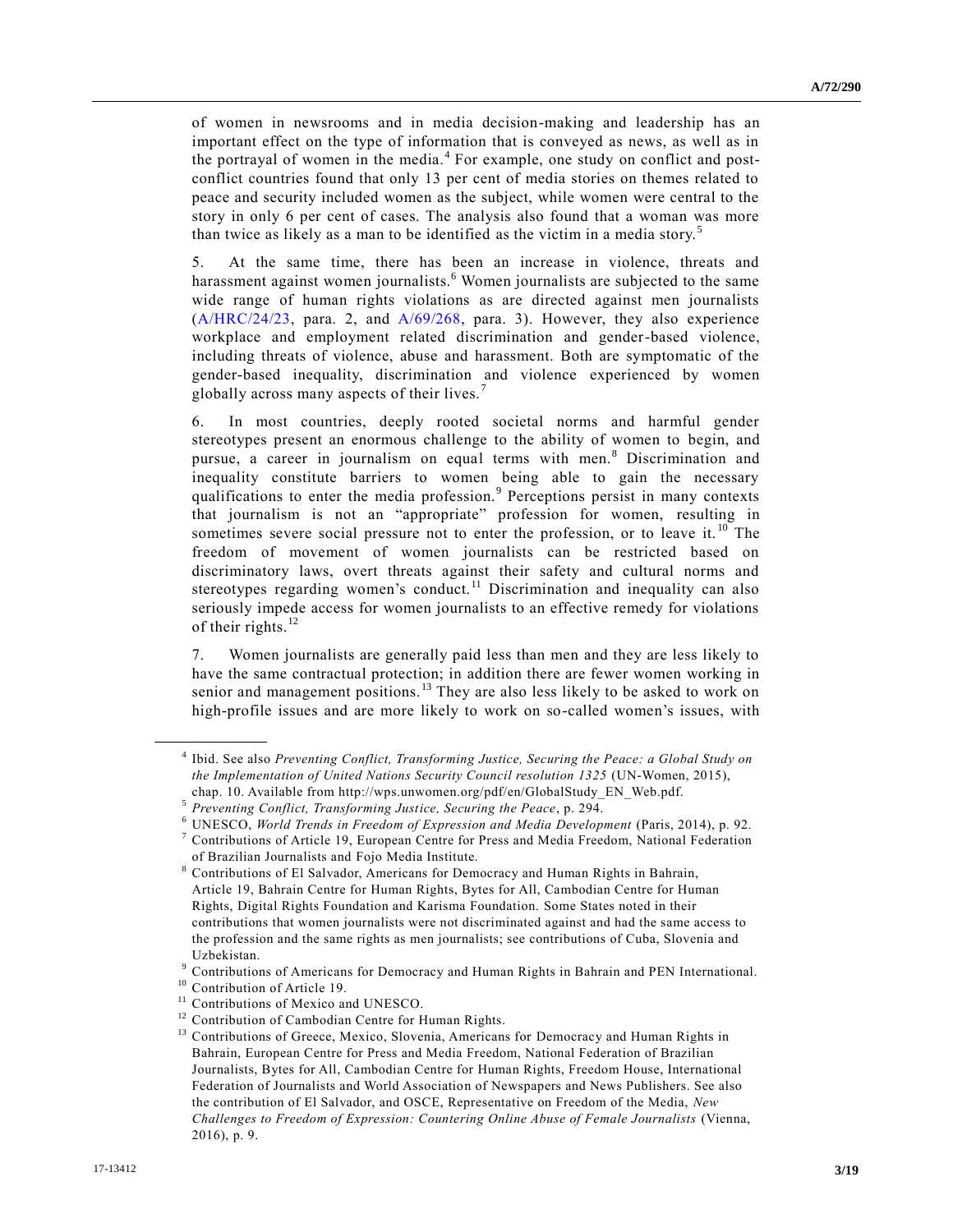of women in newsrooms and in media decision-making and leadership has an important effect on the type of information that is conveyed as news, as well as in the portrayal of women in the media.[4] For example, one study on conflict and post-conflict countries found that only 13 per cent of media stories on themes related to peace and security included women as the subject, while women were central to the story in only 6 per cent of cases. The analysis also found that a woman was more than twice as likely as a man to be identified as the victim in a media story.[5]

5. At the same time, there has been an increase in violence, threats and harassment against women journalists.[6] Women journalists are subjected to the same wide range of human rights violations as are directed against men journalists (A/HRC/24/23, para. 2, and A/69/268, para. 3). However, they also experience workplace and employment related discrimination and gender-based violence, including threats of violence, abuse and harassment. Both are symptomatic of the gender-based inequality, discrimination and violence experienced by women globally across many aspects of their lives.[7]

6. In most countries, deeply rooted societal norms and harmful gender stereotypes present an enormous challenge to the ability of women to begin, and pursue, a career in journalism on equal terms with men.[8] Discrimination and inequality constitute barriers to women being able to gain the necessary qualifications to enter the media profession.[9] Perceptions persist in many contexts that journalism is not an "appropriate" profession for women, resulting in sometimes severe social pressure not to enter the profession, or to leave it.[10] The freedom of movement of women journalists can be restricted based on discriminatory laws, overt threats against their safety and cultural norms and stereotypes regarding women's conduct.[11] Discrimination and inequality can also seriously impede access for women journalists to an effective remedy for violations of their rights.[12]

7. Women journalists are generally paid less than men and they are less likely to have the same contractual protection; in addition there are fewer women working in senior and management positions.[13] They are also less likely to be asked to work on high-profile issues and are more likely to work on so-called women's issues, with

---

[4] Ibid. See also *Preventing Conflict, Transforming Justice, Securing the Peace: a Global Study on the Implementation of United Nations Security Council resolution 1325* (UN-Women, 2015), chap. 10. Available from http://wps.unwomen.org/pdf/en/GlobalStudy_EN_Web.pdf.

[5] *Preventing Conflict, Transforming Justice, Securing the Peace*, p. 294.

[6] UNESCO, *World Trends in Freedom of Expression and Media Development* (Paris, 2014), p. 92.

[7] Contributions of Article 19, European Centre for Press and Media Freedom, National Federation of Brazilian Journalists and Fojo Media Institute.

[8] Contributions of El Salvador, Americans for Democracy and Human Rights in Bahrain, Article 19, Bahrain Centre for Human Rights, Bytes for All, Cambodian Centre for Human Rights, Digital Rights Foundation and Karisma Foundation. Some States noted in their contributions that women journalists were not discriminated against and had the same access to the profession and the same rights as men journalists; see contributions of Cuba, Slovenia and Uzbekistan.

[9] Contributions of Americans for Democracy and Human Rights in Bahrain and PEN International.

[10] Contribution of Article 19.

[11] Contributions of Mexico and UNESCO.

[12] Contribution of Cambodian Centre for Human Rights.

[13] Contributions of Greece, Mexico, Slovenia, Americans for Democracy and Human Rights in Bahrain, European Centre for Press and Media Freedom, National Federation of Brazilian Journalists, Bytes for All, Cambodian Centre for Human Rights, Freedom House, International Federation of Journalists and World Association of Newspapers and News Publishers. See also the contribution of El Salvador, and OSCE, Representative on Freedom of the Media, *New Challenges to Freedom of Expression: Countering Online Abuse of Female Journalists* (Vienna, 2016), p. 9.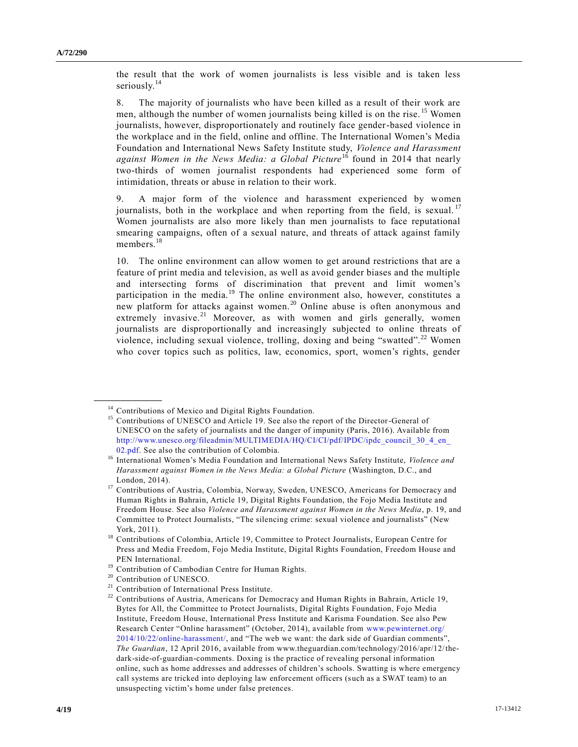the result that the work of women journalists is less visible and is taken less seriously.[14]

8. The majority of journalists who have been killed as a result of their work are men, although the number of women journalists being killed is on the rise.[15] Women journalists, however, disproportionately and routinely face gender-based violence in the workplace and in the field, online and offline. The International Women's Media Foundation and International News Safety Institute study, *Violence and Harassment against Women in the News Media: a Global Picture*[16] found in 2014 that nearly two-thirds of women journalist respondents had experienced some form of intimidation, threats or abuse in relation to their work.

9. A major form of the violence and harassment experienced by women journalists, both in the workplace and when reporting from the field, is sexual.[17] Women journalists are also more likely than men journalists to face reputational smearing campaigns, often of a sexual nature, and threats of attack against family members.[18]

10. The online environment can allow women to get around restrictions that are a feature of print media and television, as well as avoid gender biases and the multiple and intersecting forms of discrimination that prevent and limit women's participation in the media.[19] The online environment also, however, constitutes a new platform for attacks against women.[20] Online abuse is often anonymous and extremely invasive.[21] Moreover, as with women and girls generally, women journalists are disproportionally and increasingly subjected to online threats of violence, including sexual violence, trolling, doxing and being "swatted".[22] Women who cover topics such as politics, law, economics, sport, women's rights, gender

---

[14] Contributions of Mexico and Digital Rights Foundation.

[15] Contributions of UNESCO and Article 19. See also the report of the Director-General of UNESCO on the safety of journalists and the danger of impunity (Paris, 2016). Available from http://www.unesco.org/fileadmin/MULTIMEDIA/HQ/CI/CI/pdf/IPDC/ipdc_council_30_4_en_02.pdf. See also the contribution of Colombia.

[16] International Women's Media Foundation and International News Safety Institute, *Violence and Harassment against Women in the News Media: a Global Picture* (Washington, D.C., and London, 2014).

[17] Contributions of Austria, Colombia, Norway, Sweden, UNESCO, Americans for Democracy and Human Rights in Bahrain, Article 19, Digital Rights Foundation, the Fojo Media Institute and Freedom House. See also *Violence and Harassment against Women in the News Media*, p. 19, and Committee to Protect Journalists, "The silencing crime: sexual violence and journalists" (New York, 2011).

[18] Contributions of Colombia, Article 19, Committee to Protect Journalists, European Centre for Press and Media Freedom, Fojo Media Institute, Digital Rights Foundation, Freedom House and PEN International.

[19] Contribution of Cambodian Centre for Human Rights.

[20] Contribution of UNESCO.

[21] Contribution of International Press Institute.

[22] Contributions of Austria, Americans for Democracy and Human Rights in Bahrain, Article 19, Bytes for All, the Committee to Protect Journalists, Digital Rights Foundation, Fojo Media Institute, Freedom House, International Press Institute and Karisma Foundation. See also Pew Research Center "Online harassment" (October, 2014), available from www.pewinternet.org/2014/10/22/online-harassment/, and "The web we want: the dark side of Guardian comments", *The Guardian*, 12 April 2016, available from www.theguardian.com/technology/2016/apr/12/the-dark-side-of-guardian-comments. Doxing is the practice of revealing personal information online, such as home addresses and addresses of children's schools. Swatting is where emergency call systems are tricked into deploying law enforcement officers (such as a SWAT team) to an unsuspecting victim's home under false pretences.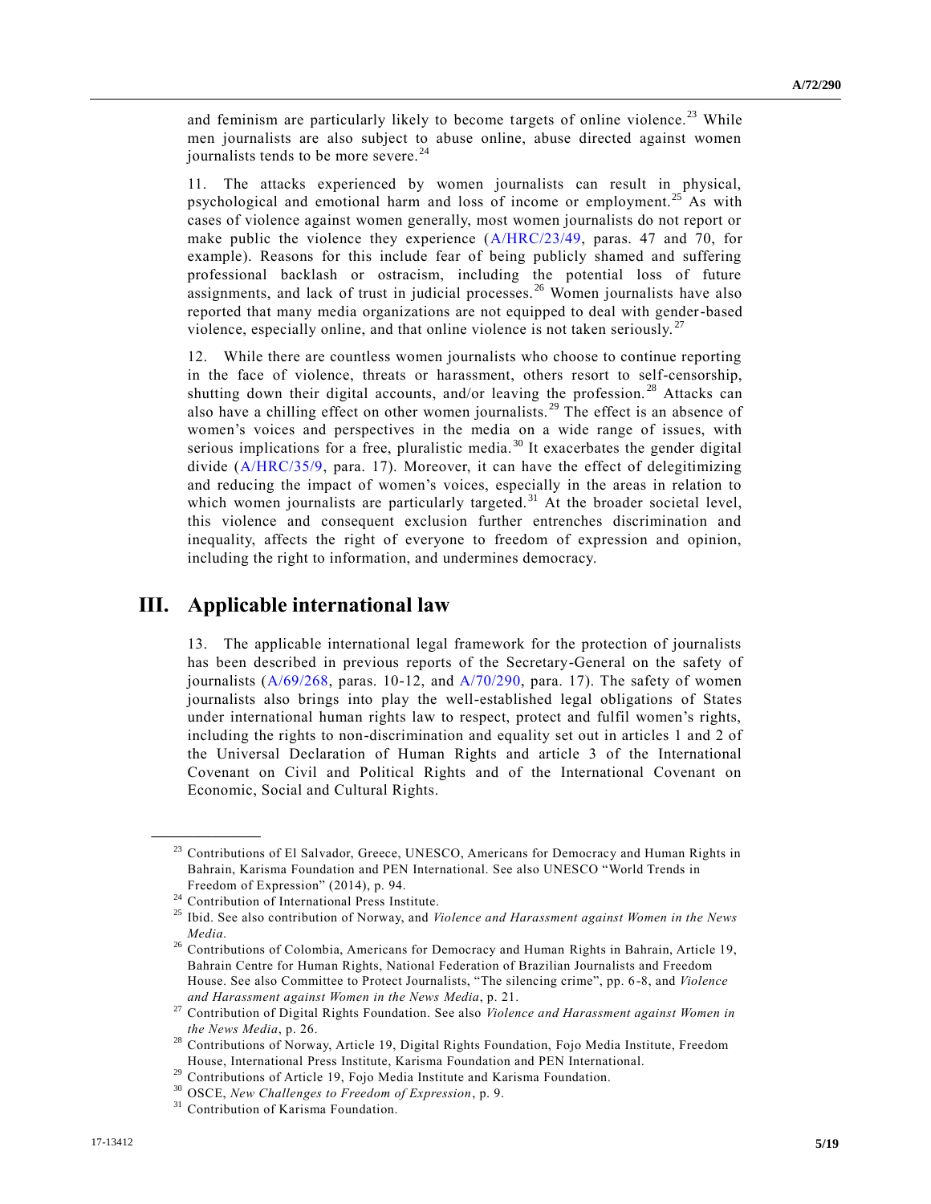and feminism are particularly likely to become targets of online violence.[23] While men journalists are also subject to abuse online, abuse directed against women journalists tends to be more severe.[24]

11. The attacks experienced by women journalists can result in physical, psychological and emotional harm and loss of income or employment.[25] As with cases of violence against women generally, most women journalists do not report or make public the violence they experience (A/HRC/23/49, paras. 47 and 70, for example). Reasons for this include fear of being publicly shamed and suffering professional backlash or ostracism, including the potential loss of future assignments, and lack of trust in judicial processes.[26] Women journalists have also reported that many media organizations are not equipped to deal with gender-based violence, especially online, and that online violence is not taken seriously.[27]

12. While there are countless women journalists who choose to continue reporting in the face of violence, threats or harassment, others resort to self-censorship, shutting down their digital accounts, and/or leaving the profession.[28] Attacks can also have a chilling effect on other women journalists.[29] The effect is an absence of women's voices and perspectives in the media on a wide range of issues, with serious implications for a free, pluralistic media.[30] It exacerbates the gender digital divide (A/HRC/35/9, para. 17). Moreover, it can have the effect of delegitimizing and reducing the impact of women's voices, especially in the areas in relation to which women journalists are particularly targeted.[31] At the broader societal level, this violence and consequent exclusion further entrenches discrimination and inequality, affects the right of everyone to freedom of expression and opinion, including the right to information, and undermines democracy.

## III. Applicable international law

13. The applicable international legal framework for the protection of journalists has been described in previous reports of the Secretary-General on the safety of journalists (A/69/268, paras. 10-12, and A/70/290, para. 17). The safety of women journalists also brings into play the well-established legal obligations of States under international human rights law to respect, protect and fulfil women's rights, including the rights to non-discrimination and equality set out in articles 1 and 2 of the Universal Declaration of Human Rights and article 3 of the International Covenant on Civil and Political Rights and of the International Covenant on Economic, Social and Cultural Rights.

---

[23] Contributions of El Salvador, Greece, UNESCO, Americans for Democracy and Human Rights in Bahrain, Karisma Foundation and PEN International. See also UNESCO "World Trends in Freedom of Expression" (2014), p. 94.

[24] Contribution of International Press Institute.

[25] Ibid. See also contribution of Norway, and *Violence and Harassment against Women in the News Media*.

[26] Contributions of Colombia, Americans for Democracy and Human Rights in Bahrain, Article 19, Bahrain Centre for Human Rights, National Federation of Brazilian Journalists and Freedom House. See also Committee to Protect Journalists, "The silencing crime", pp. 6-8, and *Violence and Harassment against Women in the News Media*, p. 21.

[27] Contribution of Digital Rights Foundation. See also *Violence and Harassment against Women in the News Media*, p. 26.

[28] Contributions of Norway, Article 19, Digital Rights Foundation, Fojo Media Institute, Freedom House, International Press Institute, Karisma Foundation and PEN International.

[29] Contributions of Article 19, Fojo Media Institute and Karisma Foundation.

[30] OSCE, *New Challenges to Freedom of Expression*, p. 9.

[31] Contribution of Karisma Foundation.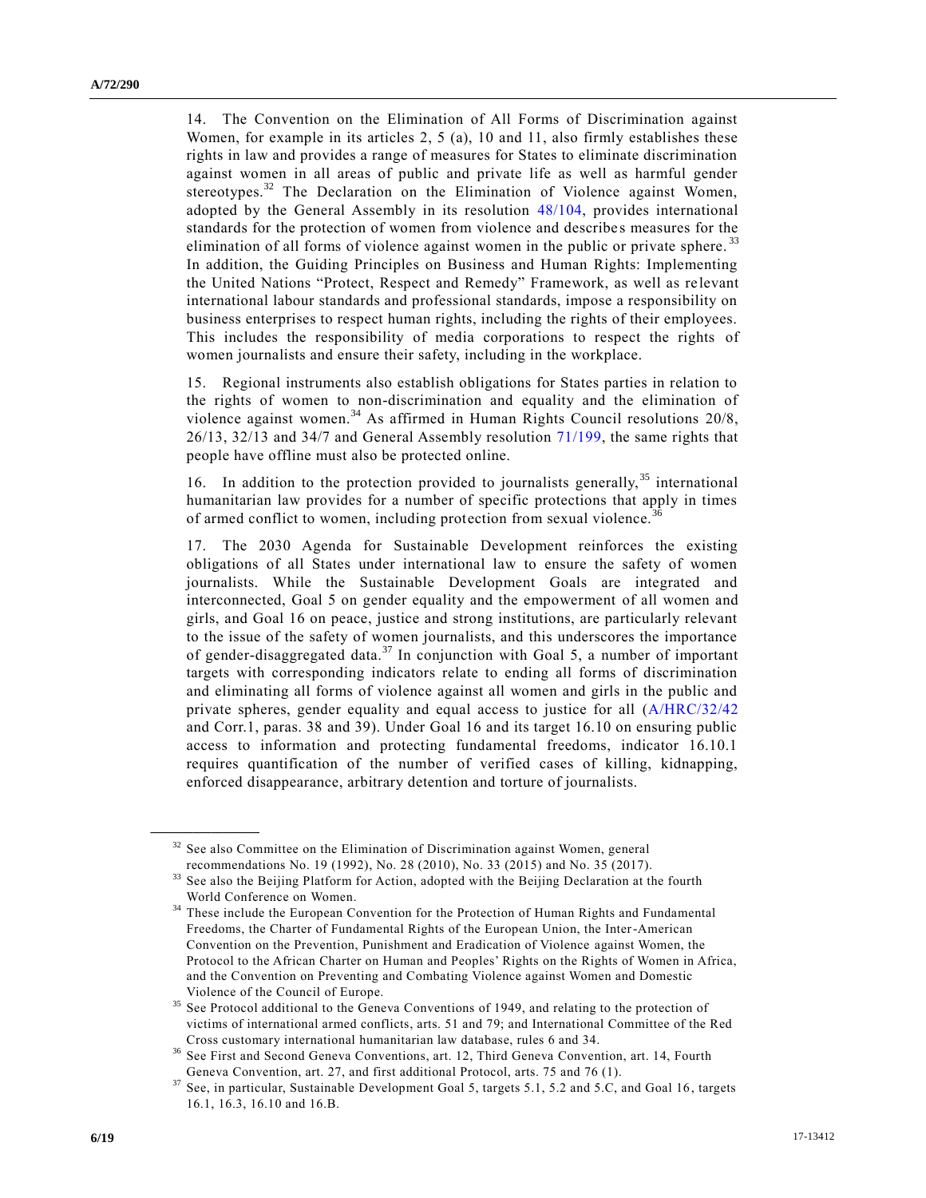14. The Convention on the Elimination of All Forms of Discrimination against Women, for example in its articles 2, 5 (a), 10 and 11, also firmly establishes these rights in law and provides a range of measures for States to eliminate discrimination against women in all areas of public and private life as well as harmful gender stereotypes.[32] The Declaration on the Elimination of Violence against Women, adopted by the General Assembly in its resolution 48/104, provides international standards for the protection of women from violence and describes measures for the elimination of all forms of violence against women in the public or private sphere.[33] In addition, the Guiding Principles on Business and Human Rights: Implementing the United Nations "Protect, Respect and Remedy" Framework, as well as relevant international labour standards and professional standards, impose a responsibility on business enterprises to respect human rights, including the rights of their employees. This includes the responsibility of media corporations to respect the rights of women journalists and ensure their safety, including in the workplace.

15. Regional instruments also establish obligations for States parties in relation to the rights of women to non-discrimination and equality and the elimination of violence against women.[34] As affirmed in Human Rights Council resolutions 20/8, 26/13, 32/13 and 34/7 and General Assembly resolution 71/199, the same rights that people have offline must also be protected online.

16. In addition to the protection provided to journalists generally,[35] international humanitarian law provides for a number of specific protections that apply in times of armed conflict to women, including protection from sexual violence.[36]

17. The 2030 Agenda for Sustainable Development reinforces the existing obligations of all States under international law to ensure the safety of women journalists. While the Sustainable Development Goals are integrated and interconnected, Goal 5 on gender equality and the empowerment of all women and girls, and Goal 16 on peace, justice and strong institutions, are particularly relevant to the issue of the safety of women journalists, and this underscores the importance of gender-disaggregated data.[37] In conjunction with Goal 5, a number of important targets with corresponding indicators relate to ending all forms of discrimination and eliminating all forms of violence against all women and girls in the public and private spheres, gender equality and equal access to justice for all (A/HRC/32/42 and Corr.1, paras. 38 and 39). Under Goal 16 and its target 16.10 on ensuring public access to information and protecting fundamental freedoms, indicator 16.10.1 requires quantification of the number of verified cases of killing, kidnapping, enforced disappearance, arbitrary detention and torture of journalists.

---

[32] See also Committee on the Elimination of Discrimination against Women, general recommendations No. 19 (1992), No. 28 (2010), No. 33 (2015) and No. 35 (2017).

[33] See also the Beijing Platform for Action, adopted with the Beijing Declaration at the fourth World Conference on Women.

[34] These include the European Convention for the Protection of Human Rights and Fundamental Freedoms, the Charter of Fundamental Rights of the European Union, the Inter-American Convention on the Prevention, Punishment and Eradication of Violence against Women, the Protocol to the African Charter on Human and Peoples' Rights on the Rights of Women in Africa, and the Convention on Preventing and Combating Violence against Women and Domestic Violence of the Council of Europe.

[35] See Protocol additional to the Geneva Conventions of 1949, and relating to the protection of victims of international armed conflicts, arts. 51 and 79; and International Committee of the Red Cross customary international humanitarian law database, rules 6 and 34.

[36] See First and Second Geneva Conventions, art. 12, Third Geneva Convention, art. 14, Fourth Geneva Convention, art. 27, and first additional Protocol, arts. 75 and 76 (1).

[37] See, in particular, Sustainable Development Goal 5, targets 5.1, 5.2 and 5.C, and Goal 16, targets 16.1, 16.3, 16.10 and 16.B.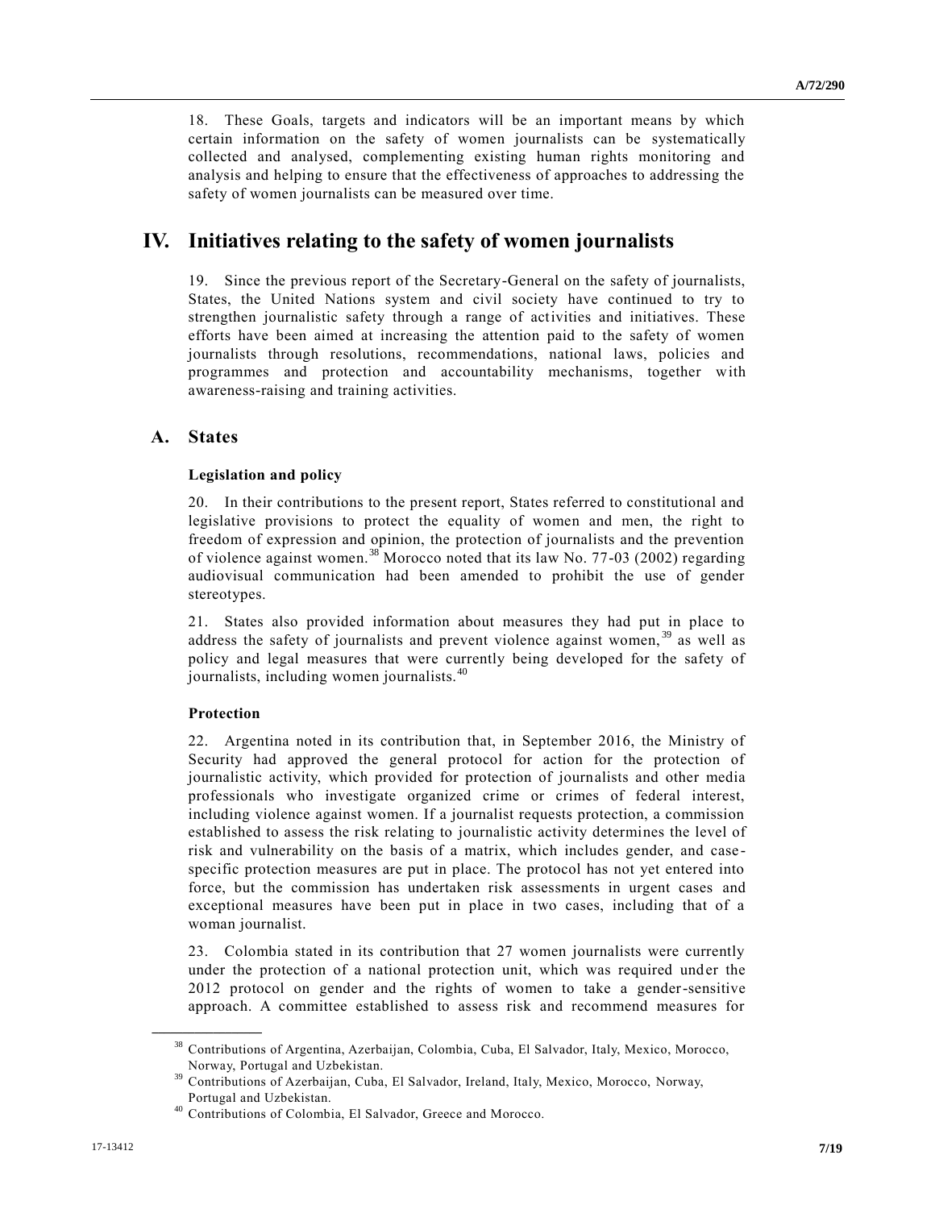18. These Goals, targets and indicators will be an important means by which certain information on the safety of women journalists can be systematically collected and analysed, complementing existing human rights monitoring and analysis and helping to ensure that the effectiveness of approaches to addressing the safety of women journalists can be measured over time.

# IV. Initiatives relating to the safety of women journalists

19. Since the previous report of the Secretary-General on the safety of journalists, States, the United Nations system and civil society have continued to try to strengthen journalistic safety through a range of activities and initiatives. These efforts have been aimed at increasing the attention paid to the safety of women journalists through resolutions, recommendations, national laws, policies and programmes and protection and accountability mechanisms, together with awareness-raising and training activities.

## A. States

### Legislation and policy

20. In their contributions to the present report, States referred to constitutional and legislative provisions to protect the equality of women and men, the right to freedom of expression and opinion, the protection of journalists and the prevention of violence against women.[38] Morocco noted that its law No. 77-03 (2002) regarding audiovisual communication had been amended to prohibit the use of gender stereotypes.

21. States also provided information about measures they had put in place to address the safety of journalists and prevent violence against women,[39] as well as policy and legal measures that were currently being developed for the safety of journalists, including women journalists.[40]

### Protection

22. Argentina noted in its contribution that, in September 2016, the Ministry of Security had approved the general protocol for action for the protection of journalistic activity, which provided for protection of journalists and other media professionals who investigate organized crime or crimes of federal interest, including violence against women. If a journalist requests protection, a commission established to assess the risk relating to journalistic activity determines the level of risk and vulnerability on the basis of a matrix, which includes gender, and case-specific protection measures are put in place. The protocol has not yet entered into force, but the commission has undertaken risk assessments in urgent cases and exceptional measures have been put in place in two cases, including that of a woman journalist.

23. Colombia stated in its contribution that 27 women journalists were currently under the protection of a national protection unit, which was required under the 2012 protocol on gender and the rights of women to take a gender-sensitive approach. A committee established to assess risk and recommend measures for

---

[38] Contributions of Argentina, Azerbaijan, Colombia, Cuba, El Salvador, Italy, Mexico, Morocco, Norway, Portugal and Uzbekistan.

[39] Contributions of Azerbaijan, Cuba, El Salvador, Ireland, Italy, Mexico, Morocco, Norway, Portugal and Uzbekistan.

[40] Contributions of Colombia, El Salvador, Greece and Morocco.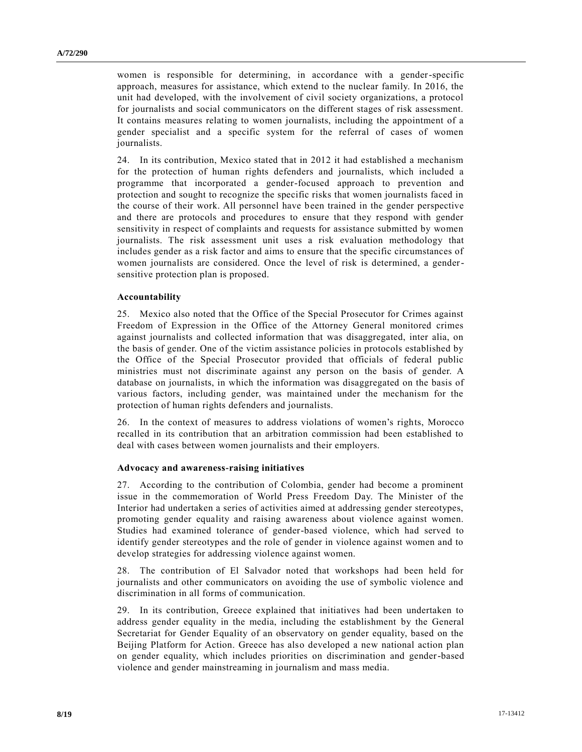women is responsible for determining, in accordance with a gender-specific approach, measures for assistance, which extend to the nuclear family. In 2016, the unit had developed, with the involvement of civil society organizations, a protocol for journalists and social communicators on the different stages of risk assessment. It contains measures relating to women journalists, including the appointment of a gender specialist and a specific system for the referral of cases of women journalists.

24. In its contribution, Mexico stated that in 2012 it had established a mechanism for the protection of human rights defenders and journalists, which included a programme that incorporated a gender-focused approach to prevention and protection and sought to recognize the specific risks that women journalists faced in the course of their work. All personnel have been trained in the gender perspective and there are protocols and procedures to ensure that they respond with gender sensitivity in respect of complaints and requests for assistance submitted by women journalists. The risk assessment unit uses a risk evaluation methodology that includes gender as a risk factor and aims to ensure that the specific circumstances of women journalists are considered. Once the level of risk is determined, a gender-sensitive protection plan is proposed.

**Accountability**

25. Mexico also noted that the Office of the Special Prosecutor for Crimes against Freedom of Expression in the Office of the Attorney General monitored crimes against journalists and collected information that was disaggregated, inter alia, on the basis of gender. One of the victim assistance policies in protocols established by the Office of the Special Prosecutor provided that officials of federal public ministries must not discriminate against any person on the basis of gender. A database on journalists, in which the information was disaggregated on the basis of various factors, including gender, was maintained under the mechanism for the protection of human rights defenders and journalists.

26. In the context of measures to address violations of women's rights, Morocco recalled in its contribution that an arbitration commission had been established to deal with cases between women journalists and their employers.

**Advocacy and awareness-raising initiatives**

27. According to the contribution of Colombia, gender had become a prominent issue in the commemoration of World Press Freedom Day. The Minister of the Interior had undertaken a series of activities aimed at addressing gender stereotypes, promoting gender equality and raising awareness about violence against women. Studies had examined tolerance of gender-based violence, which had served to identify gender stereotypes and the role of gender in violence against women and to develop strategies for addressing violence against women.

28. The contribution of El Salvador noted that workshops had been held for journalists and other communicators on avoiding the use of symbolic violence and discrimination in all forms of communication.

29. In its contribution, Greece explained that initiatives had been undertaken to address gender equality in the media, including the establishment by the General Secretariat for Gender Equality of an observatory on gender equality, based on the Beijing Platform for Action. Greece has also developed a new national action plan on gender equality, which includes priorities on discrimination and gender-based violence and gender mainstreaming in journalism and mass media.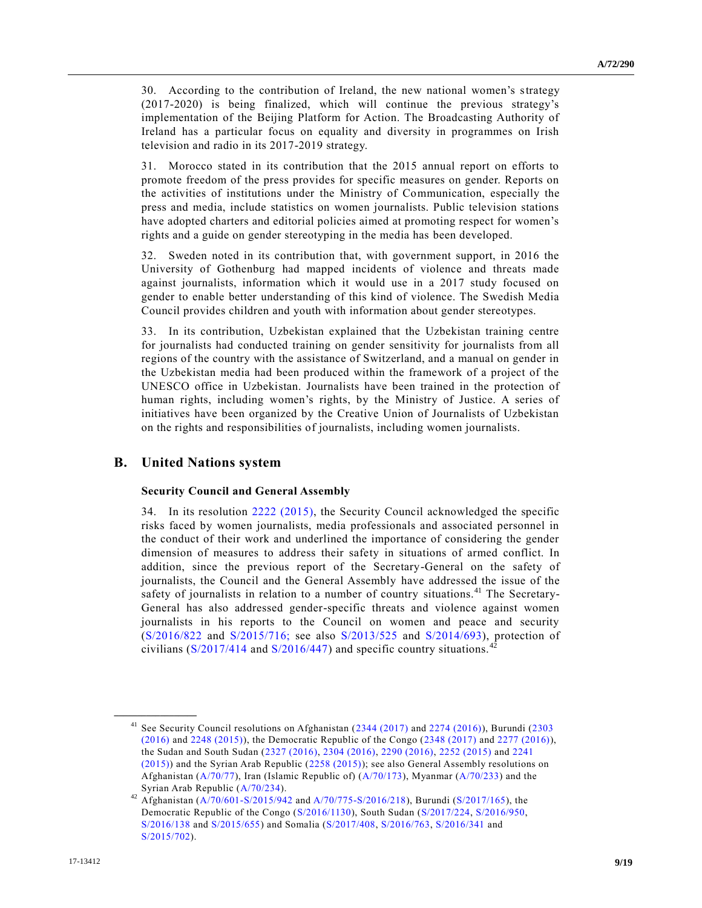30. According to the contribution of Ireland, the new national women's strategy (2017-2020) is being finalized, which will continue the previous strategy's implementation of the Beijing Platform for Action. The Broadcasting Authority of Ireland has a particular focus on equality and diversity in programmes on Irish television and radio in its 2017-2019 strategy.

31. Morocco stated in its contribution that the 2015 annual report on efforts to promote freedom of the press provides for specific measures on gender. Reports on the activities of institutions under the Ministry of Communication, especially the press and media, include statistics on women journalists. Public television stations have adopted charters and editorial policies aimed at promoting respect for women's rights and a guide on gender stereotyping in the media has been developed.

32. Sweden noted in its contribution that, with government support, in 2016 the University of Gothenburg had mapped incidents of violence and threats made against journalists, information which it would use in a 2017 study focused on gender to enable better understanding of this kind of violence. The Swedish Media Council provides children and youth with information about gender stereotypes.

33. In its contribution, Uzbekistan explained that the Uzbekistan training centre for journalists had conducted training on gender sensitivity for journalists from all regions of the country with the assistance of Switzerland, and a manual on gender in the Uzbekistan media had been produced within the framework of a project of the UNESCO office in Uzbekistan. Journalists have been trained in the protection of human rights, including women's rights, by the Ministry of Justice. A series of initiatives have been organized by the Creative Union of Journalists of Uzbekistan on the rights and responsibilities of journalists, including women journalists.

## B. United Nations system

### Security Council and General Assembly

34. In its resolution 2222 (2015), the Security Council acknowledged the specific risks faced by women journalists, media professionals and associated personnel in the conduct of their work and underlined the importance of considering the gender dimension of measures to address their safety in situations of armed conflict. In addition, since the previous report of the Secretary-General on the safety of journalists, the Council and the General Assembly have addressed the issue of the safety of journalists in relation to a number of country situations.[41] The Secretary-General has also addressed gender-specific threats and violence against women journalists in his reports to the Council on women and peace and security (S/2016/822 and S/2015/716; see also S/2013/525 and S/2014/693), protection of civilians (S/2017/414 and S/2016/447) and specific country situations.[42]

---

[41] See Security Council resolutions on Afghanistan (2344 (2017) and 2274 (2016)), Burundi (2303 (2016) and 2248 (2015)), the Democratic Republic of the Congo (2348 (2017) and 2277 (2016)), the Sudan and South Sudan (2327 (2016), 2304 (2016), 2290 (2016), 2252 (2015) and 2241 (2015)) and the Syrian Arab Republic (2258 (2015)); see also General Assembly resolutions on Afghanistan (A/70/77), Iran (Islamic Republic of) (A/70/173), Myanmar (A/70/233) and the Syrian Arab Republic (A/70/234).

[42] Afghanistan (A/70/601-S/2015/942 and A/70/775-S/2016/218), Burundi (S/2017/165), the Democratic Republic of the Congo (S/2016/1130), South Sudan (S/2017/224, S/2016/950, S/2016/138 and S/2015/655) and Somalia (S/2017/408, S/2016/763, S/2016/341 and S/2015/702).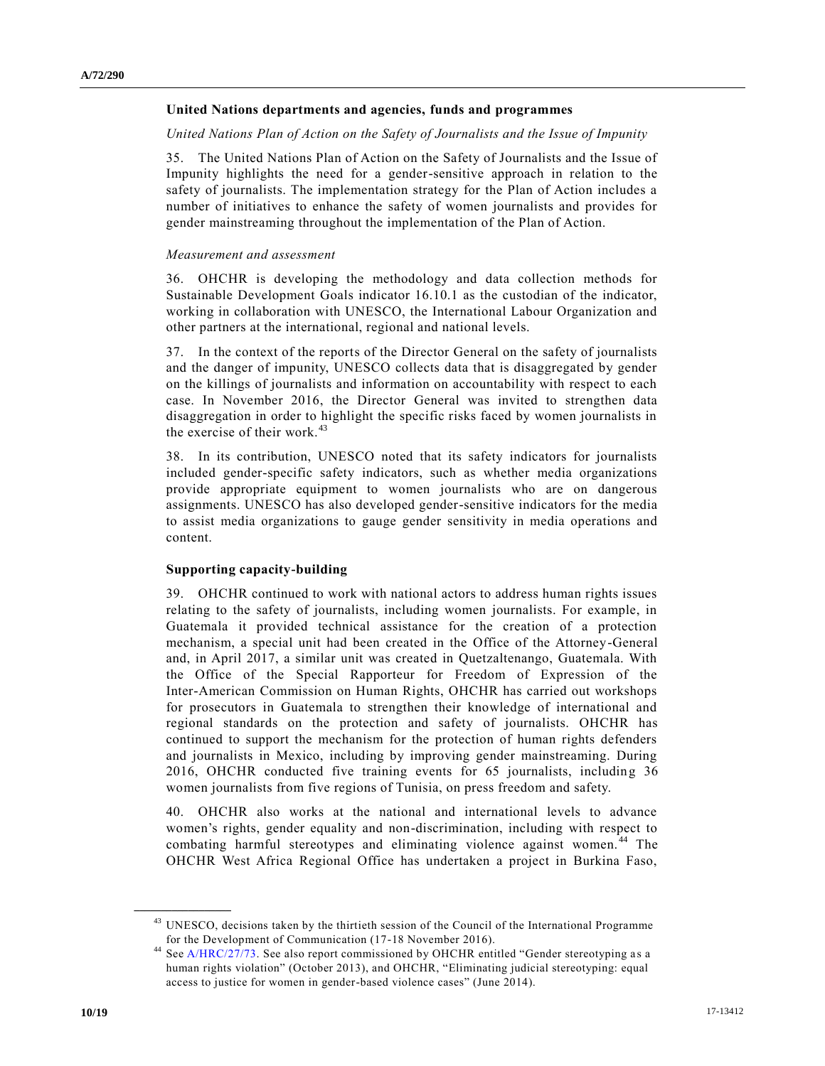### United Nations departments and agencies, funds and programmes

*United Nations Plan of Action on the Safety of Journalists and the Issue of Impunity*

35. The United Nations Plan of Action on the Safety of Journalists and the Issue of Impunity highlights the need for a gender-sensitive approach in relation to the safety of journalists. The implementation strategy for the Plan of Action includes a number of initiatives to enhance the safety of women journalists and provides for gender mainstreaming throughout the implementation of the Plan of Action.

*Measurement and assessment*

36. OHCHR is developing the methodology and data collection methods for Sustainable Development Goals indicator 16.10.1 as the custodian of the indicator, working in collaboration with UNESCO, the International Labour Organization and other partners at the international, regional and national levels.

37. In the context of the reports of the Director General on the safety of journalists and the danger of impunity, UNESCO collects data that is disaggregated by gender on the killings of journalists and information on accountability with respect to each case. In November 2016, the Director General was invited to strengthen data disaggregation in order to highlight the specific risks faced by women journalists in the exercise of their work.[43]

38. In its contribution, UNESCO noted that its safety indicators for journalists included gender-specific safety indicators, such as whether media organizations provide appropriate equipment to women journalists who are on dangerous assignments. UNESCO has also developed gender-sensitive indicators for the media to assist media organizations to gauge gender sensitivity in media operations and content.

### Supporting capacity-building

39. OHCHR continued to work with national actors to address human rights issues relating to the safety of journalists, including women journalists. For example, in Guatemala it provided technical assistance for the creation of a protection mechanism, a special unit had been created in the Office of the Attorney-General and, in April 2017, a similar unit was created in Quetzaltenango, Guatemala. With the Office of the Special Rapporteur for Freedom of Expression of the Inter-American Commission on Human Rights, OHCHR has carried out workshops for prosecutors in Guatemala to strengthen their knowledge of international and regional standards on the protection and safety of journalists. OHCHR has continued to support the mechanism for the protection of human rights defenders and journalists in Mexico, including by improving gender mainstreaming. During 2016, OHCHR conducted five training events for 65 journalists, including 36 women journalists from five regions of Tunisia, on press freedom and safety.

40. OHCHR also works at the national and international levels to advance women's rights, gender equality and non-discrimination, including with respect to combating harmful stereotypes and eliminating violence against women.[44] The OHCHR West Africa Regional Office has undertaken a project in Burkina Faso,

---

[43] UNESCO, decisions taken by the thirtieth session of the Council of the International Programme for the Development of Communication (17-18 November 2016).

[44] See A/HRC/27/73. See also report commissioned by OHCHR entitled "Gender stereotyping as a human rights violation" (October 2013), and OHCHR, "Eliminating judicial stereotyping: equal access to justice for women in gender-based violence cases" (June 2014).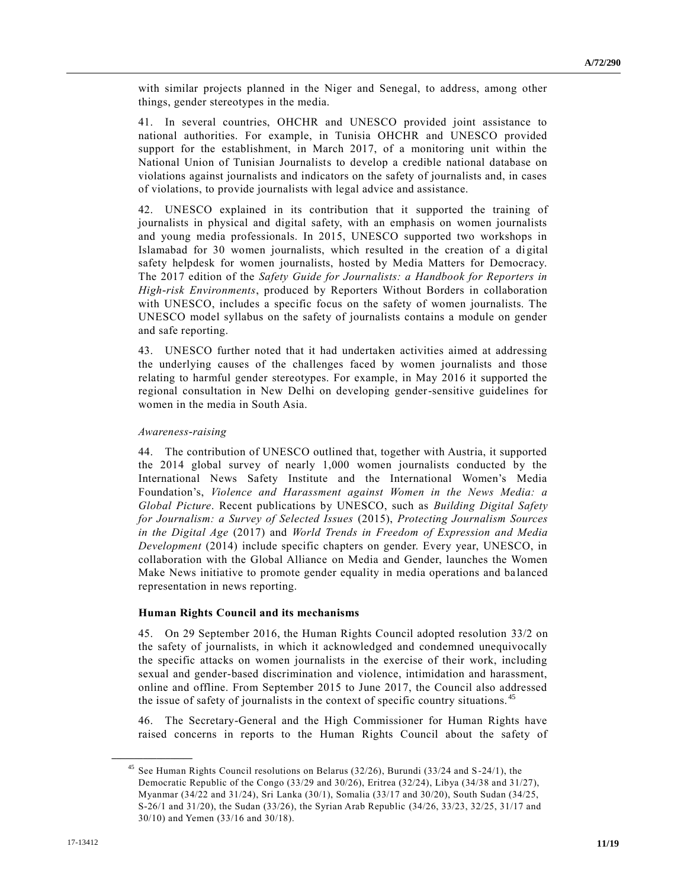with similar projects planned in the Niger and Senegal, to address, among other things, gender stereotypes in the media.

41. In several countries, OHCHR and UNESCO provided joint assistance to national authorities. For example, in Tunisia OHCHR and UNESCO provided support for the establishment, in March 2017, of a monitoring unit within the National Union of Tunisian Journalists to develop a credible national database on violations against journalists and indicators on the safety of journalists and, in cases of violations, to provide journalists with legal advice and assistance.

42. UNESCO explained in its contribution that it supported the training of journalists in physical and digital safety, with an emphasis on women journalists and young media professionals. In 2015, UNESCO supported two workshops in Islamabad for 30 women journalists, which resulted in the creation of a digital safety helpdesk for women journalists, hosted by Media Matters for Democracy. The 2017 edition of the *Safety Guide for Journalists: a Handbook for Reporters in High-risk Environments*, produced by Reporters Without Borders in collaboration with UNESCO, includes a specific focus on the safety of women journalists. The UNESCO model syllabus on the safety of journalists contains a module on gender and safe reporting.

43. UNESCO further noted that it had undertaken activities aimed at addressing the underlying causes of the challenges faced by women journalists and those relating to harmful gender stereotypes. For example, in May 2016 it supported the regional consultation in New Delhi on developing gender-sensitive guidelines for women in the media in South Asia.

*Awareness-raising*

44. The contribution of UNESCO outlined that, together with Austria, it supported the 2014 global survey of nearly 1,000 women journalists conducted by the International News Safety Institute and the International Women's Media Foundation's, *Violence and Harassment against Women in the News Media: a Global Picture*. Recent publications by UNESCO, such as *Building Digital Safety for Journalism: a Survey of Selected Issues* (2015), *Protecting Journalism Sources in the Digital Age* (2017) and *World Trends in Freedom of Expression and Media Development* (2014) include specific chapters on gender. Every year, UNESCO, in collaboration with the Global Alliance on Media and Gender, launches the Women Make News initiative to promote gender equality in media operations and balanced representation in news reporting.

### Human Rights Council and its mechanisms

45. On 29 September 2016, the Human Rights Council adopted resolution 33/2 on the safety of journalists, in which it acknowledged and condemned unequivocally the specific attacks on women journalists in the exercise of their work, including sexual and gender-based discrimination and violence, intimidation and harassment, online and offline. From September 2015 to June 2017, the Council also addressed the issue of safety of journalists in the context of specific country situations.[45]

46. The Secretary-General and the High Commissioner for Human Rights have raised concerns in reports to the Human Rights Council about the safety of

---

[45] See Human Rights Council resolutions on Belarus (32/26), Burundi (33/24 and S-24/1), the Democratic Republic of the Congo (33/29 and 30/26), Eritrea (32/24), Libya (34/38 and 31/27), Myanmar (34/22 and 31/24), Sri Lanka (30/1), Somalia (33/17 and 30/20), South Sudan (34/25, S-26/1 and 31/20), the Sudan (33/26), the Syrian Arab Republic (34/26, 33/23, 32/25, 31/17 and 30/10) and Yemen (33/16 and 30/18).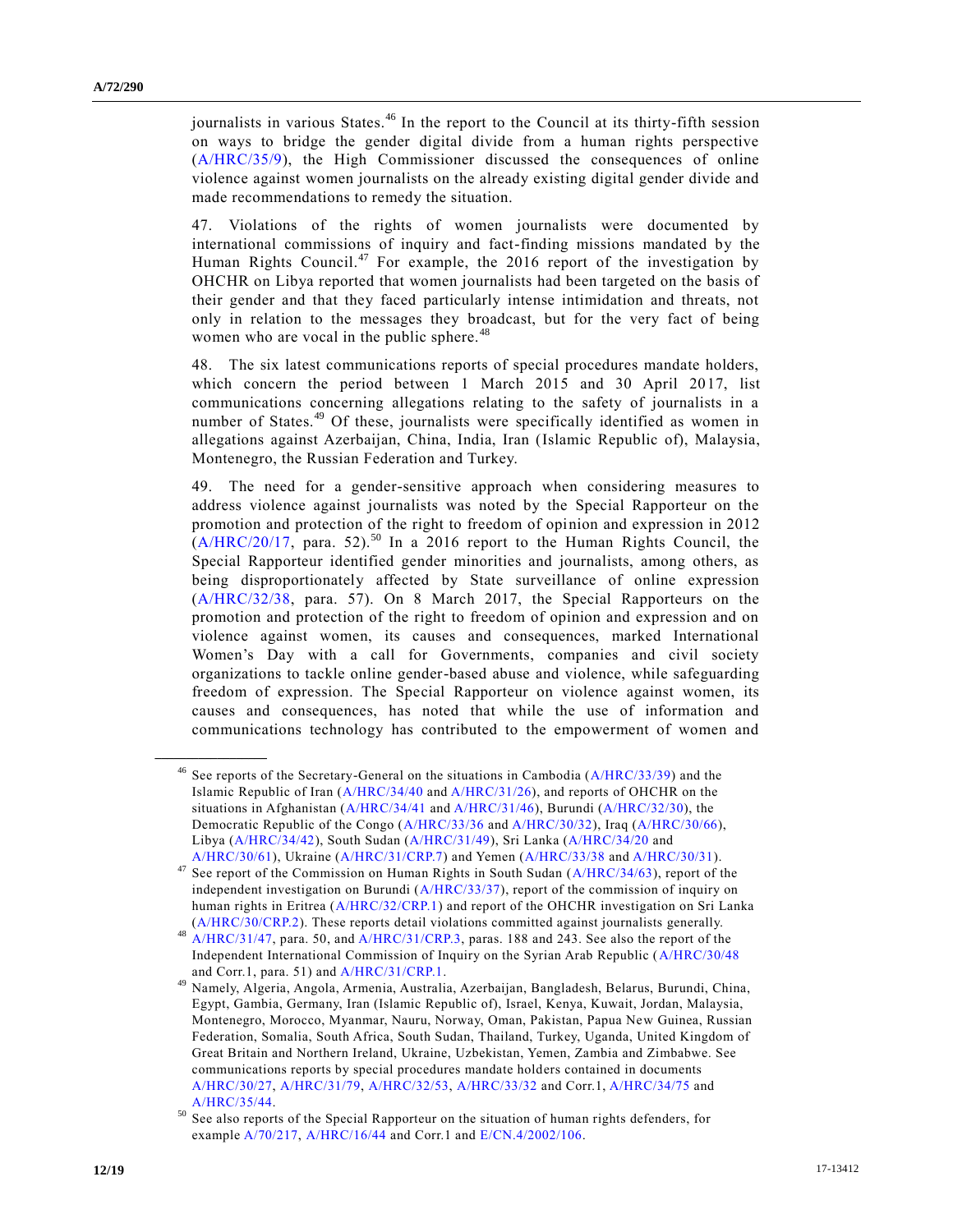journalists in various States.[46] In the report to the Council at its thirty-fifth session on ways to bridge the gender digital divide from a human rights perspective (A/HRC/35/9), the High Commissioner discussed the consequences of online violence against women journalists on the already existing digital gender divide and made recommendations to remedy the situation.

47. Violations of the rights of women journalists were documented by international commissions of inquiry and fact-finding missions mandated by the Human Rights Council.[47] For example, the 2016 report of the investigation by OHCHR on Libya reported that women journalists had been targeted on the basis of their gender and that they faced particularly intense intimidation and threats, not only in relation to the messages they broadcast, but for the very fact of being women who are vocal in the public sphere.[48]

48. The six latest communications reports of special procedures mandate holders, which concern the period between 1 March 2015 and 30 April 2017, list communications concerning allegations relating to the safety of journalists in a number of States.[49] Of these, journalists were specifically identified as women in allegations against Azerbaijan, China, India, Iran (Islamic Republic of), Malaysia, Montenegro, the Russian Federation and Turkey.

49. The need for a gender-sensitive approach when considering measures to address violence against journalists was noted by the Special Rapporteur on the promotion and protection of the right to freedom of opinion and expression in 2012 (A/HRC/20/17, para. 52).[50] In a 2016 report to the Human Rights Council, the Special Rapporteur identified gender minorities and journalists, among others, as being disproportionately affected by State surveillance of online expression (A/HRC/32/38, para. 57). On 8 March 2017, the Special Rapporteurs on the promotion and protection of the right to freedom of opinion and expression and on violence against women, its causes and consequences, marked International Women's Day with a call for Governments, companies and civil society organizations to tackle online gender-based abuse and violence, while safeguarding freedom of expression. The Special Rapporteur on violence against women, its causes and consequences, has noted that while the use of information and communications technology has contributed to the empowerment of women and

---

[46] See reports of the Secretary-General on the situations in Cambodia (A/HRC/33/39) and the Islamic Republic of Iran (A/HRC/34/40 and A/HRC/31/26), and reports of OHCHR on the situations in Afghanistan (A/HRC/34/41 and A/HRC/31/46), Burundi (A/HRC/32/30), the Democratic Republic of the Congo (A/HRC/33/36 and A/HRC/30/32), Iraq (A/HRC/30/66), Libya (A/HRC/34/42), South Sudan (A/HRC/31/49), Sri Lanka (A/HRC/34/20 and A/HRC/30/61), Ukraine (A/HRC/31/CRP.7) and Yemen (A/HRC/33/38 and A/HRC/30/31).

[47] See report of the Commission on Human Rights in South Sudan (A/HRC/34/63), report of the independent investigation on Burundi (A/HRC/33/37), report of the commission of inquiry on human rights in Eritrea (A/HRC/32/CRP.1) and report of the OHCHR investigation on Sri Lanka (A/HRC/30/CRP.2). These reports detail violations committed against journalists generally.

[48] A/HRC/31/47, para. 50, and A/HRC/31/CRP.3, paras. 188 and 243. See also the report of the Independent International Commission of Inquiry on the Syrian Arab Republic (A/HRC/30/48 and Corr.1, para. 51) and A/HRC/31/CRP.1.

[49] Namely, Algeria, Angola, Armenia, Australia, Azerbaijan, Bangladesh, Belarus, Burundi, China, Egypt, Gambia, Germany, Iran (Islamic Republic of), Israel, Kenya, Kuwait, Jordan, Malaysia, Montenegro, Morocco, Myanmar, Nauru, Norway, Oman, Pakistan, Papua New Guinea, Russian Federation, Somalia, South Africa, South Sudan, Thailand, Turkey, Uganda, United Kingdom of Great Britain and Northern Ireland, Ukraine, Uzbekistan, Yemen, Zambia and Zimbabwe. See communications reports by special procedures mandate holders contained in documents A/HRC/30/27, A/HRC/31/79, A/HRC/32/53, A/HRC/33/32 and Corr.1, A/HRC/34/75 and A/HRC/35/44.

[50] See also reports of the Special Rapporteur on the situation of human rights defenders, for example A/70/217, A/HRC/16/44 and Corr.1 and E/CN.4/2002/106.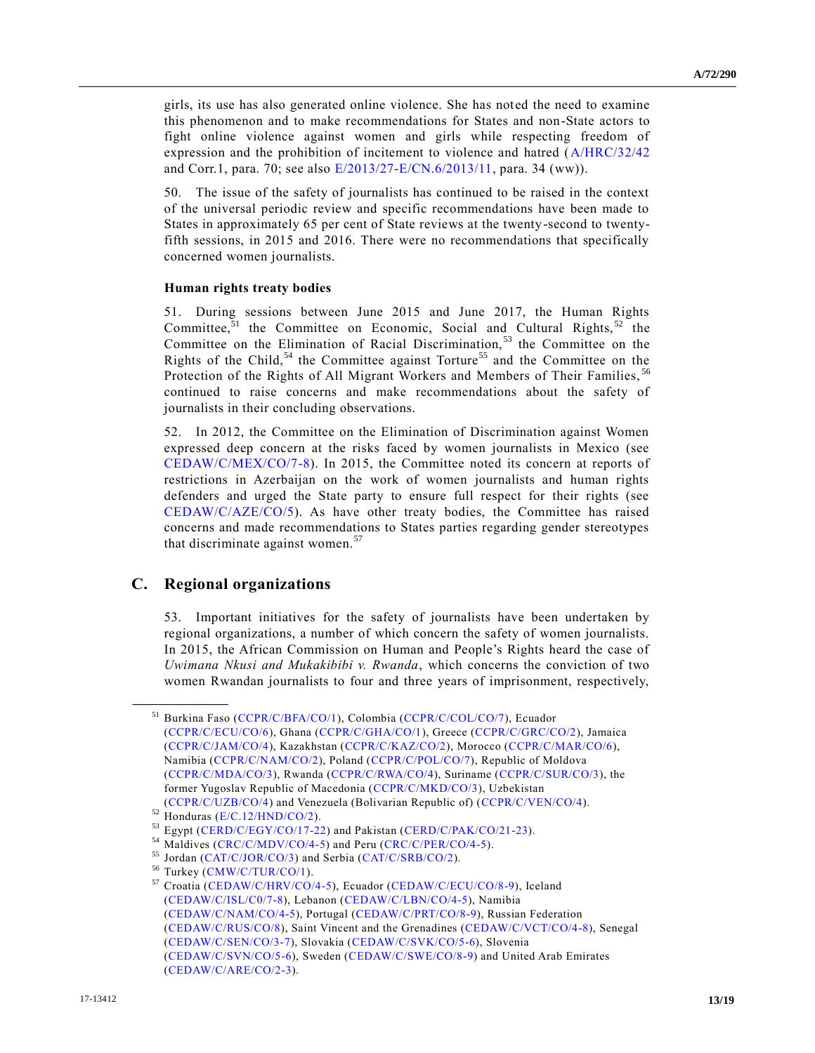girls, its use has also generated online violence. She has noted the need to examine this phenomenon and to make recommendations for States and non-State actors to fight online violence against women and girls while respecting freedom of expression and the prohibition of incitement to violence and hatred (A/HRC/32/42 and Corr.1, para. 70; see also E/2013/27-E/CN.6/2013/11, para. 34 (ww)).

50. The issue of the safety of journalists has continued to be raised in the context of the universal periodic review and specific recommendations have been made to States in approximately 65 per cent of State reviews at the twenty-second to twenty-fifth sessions, in 2015 and 2016. There were no recommendations that specifically concerned women journalists.

### Human rights treaty bodies

51. During sessions between June 2015 and June 2017, the Human Rights Committee,[51] the Committee on Economic, Social and Cultural Rights,[52] the Committee on the Elimination of Racial Discrimination,[53] the Committee on the Rights of the Child,[54] the Committee against Torture[55] and the Committee on the Protection of the Rights of All Migrant Workers and Members of Their Families,[56] continued to raise concerns and make recommendations about the safety of journalists in their concluding observations.

52. In 2012, the Committee on the Elimination of Discrimination against Women expressed deep concern at the risks faced by women journalists in Mexico (see CEDAW/C/MEX/CO/7-8). In 2015, the Committee noted its concern at reports of restrictions in Azerbaijan on the work of women journalists and human rights defenders and urged the State party to ensure full respect for their rights (see CEDAW/C/AZE/CO/5). As have other treaty bodies, the Committee has raised concerns and made recommendations to States parties regarding gender stereotypes that discriminate against women.[57]

## C. Regional organizations

53. Important initiatives for the safety of journalists have been undertaken by regional organizations, a number of which concern the safety of women journalists. In 2015, the African Commission on Human and People's Rights heard the case of *Uwimana Nkusi and Mukakibibi v. Rwanda*, which concerns the conviction of two women Rwandan journalists to four and three years of imprisonment, respectively,

---

[51] Burkina Faso (CCPR/C/BFA/CO/1), Colombia (CCPR/C/COL/CO/7), Ecuador (CCPR/C/ECU/CO/6), Ghana (CCPR/C/GHA/CO/1), Greece (CCPR/C/GRC/CO/2), Jamaica (CCPR/C/JAM/CO/4), Kazakhstan (CCPR/C/KAZ/CO/2), Morocco (CCPR/C/MAR/CO/6), Namibia (CCPR/C/NAM/CO/2), Poland (CCPR/C/POL/CO/7), Republic of Moldova (CCPR/C/MDA/CO/3), Rwanda (CCPR/C/RWA/CO/4), Suriname (CCPR/C/SUR/CO/3), the former Yugoslav Republic of Macedonia (CCPR/C/MKD/CO/3), Uzbekistan (CCPR/C/UZB/CO/4) and Venezuela (Bolivarian Republic of) (CCPR/C/VEN/CO/4).

[52] Honduras (E/C.12/HND/CO/2).

[53] Egypt (CERD/C/EGY/CO/17-22) and Pakistan (CERD/C/PAK/CO/21-23).

[54] Maldives (CRC/C/MDV/CO/4-5) and Peru (CRC/C/PER/CO/4-5).

[55] Jordan (CAT/C/JOR/CO/3) and Serbia (CAT/C/SRB/CO/2).

[56] Turkey (CMW/C/TUR/CO/1).

[57] Croatia (CEDAW/C/HRV/CO/4-5), Ecuador (CEDAW/C/ECU/CO/8-9), Iceland (CEDAW/C/ISL/C0/7-8), Lebanon (CEDAW/C/LBN/CO/4-5), Namibia (CEDAW/C/NAM/CO/4-5), Portugal (CEDAW/C/PRT/CO/8-9), Russian Federation (CEDAW/C/RUS/CO/8), Saint Vincent and the Grenadines (CEDAW/C/VCT/CO/4-8), Senegal (CEDAW/C/SEN/CO/3-7), Slovakia (CEDAW/C/SVK/CO/5-6), Slovenia (CEDAW/C/SVN/CO/5-6), Sweden (CEDAW/C/SWE/CO/8-9) and United Arab Emirates (CEDAW/C/ARE/CO/2-3).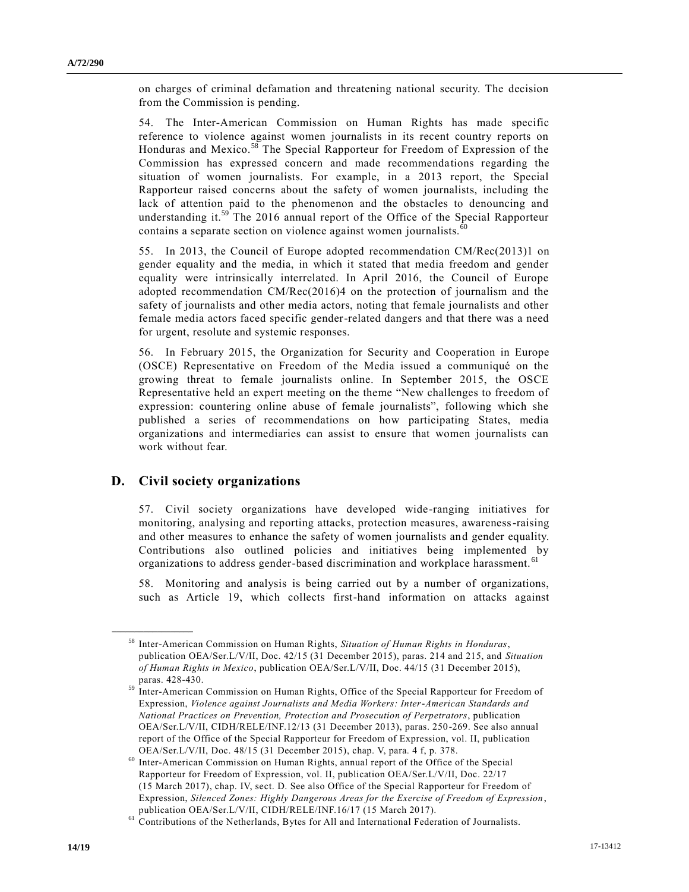on charges of criminal defamation and threatening national security. The decision from the Commission is pending.

54. The Inter-American Commission on Human Rights has made specific reference to violence against women journalists in its recent country reports on Honduras and Mexico.[58] The Special Rapporteur for Freedom of Expression of the Commission has expressed concern and made recommendations regarding the situation of women journalists. For example, in a 2013 report, the Special Rapporteur raised concerns about the safety of women journalists, including the lack of attention paid to the phenomenon and the obstacles to denouncing and understanding it.[59] The 2016 annual report of the Office of the Special Rapporteur contains a separate section on violence against women journalists.[60]

55. In 2013, the Council of Europe adopted recommendation CM/Rec(2013)1 on gender equality and the media, in which it stated that media freedom and gender equality were intrinsically interrelated. In April 2016, the Council of Europe adopted recommendation CM/Rec(2016)4 on the protection of journalism and the safety of journalists and other media actors, noting that female journalists and other female media actors faced specific gender-related dangers and that there was a need for urgent, resolute and systemic responses.

56. In February 2015, the Organization for Security and Cooperation in Europe (OSCE) Representative on Freedom of the Media issued a communiqué on the growing threat to female journalists online. In September 2015, the OSCE Representative held an expert meeting on the theme "New challenges to freedom of expression: countering online abuse of female journalists", following which she published a series of recommendations on how participating States, media organizations and intermediaries can assist to ensure that women journalists can work without fear.

## D. Civil society organizations

57. Civil society organizations have developed wide-ranging initiatives for monitoring, analysing and reporting attacks, protection measures, awareness-raising and other measures to enhance the safety of women journalists and gender equality. Contributions also outlined policies and initiatives being implemented by organizations to address gender-based discrimination and workplace harassment.[61]

58. Monitoring and analysis is being carried out by a number of organizations, such as Article 19, which collects first-hand information on attacks against

---

[58] Inter-American Commission on Human Rights, *Situation of Human Rights in Honduras*, publication OEA/Ser.L/V/II, Doc. 42/15 (31 December 2015), paras. 214 and 215, and *Situation of Human Rights in Mexico*, publication OEA/Ser.L/V/II, Doc. 44/15 (31 December 2015), paras. 428-430.

[59] Inter-American Commission on Human Rights, Office of the Special Rapporteur for Freedom of Expression, *Violence against Journalists and Media Workers: Inter-American Standards and National Practices on Prevention, Protection and Prosecution of Perpetrators*, publication OEA/Ser.L/V/II, CIDH/RELE/INF.12/13 (31 December 2013), paras. 250-269. See also annual report of the Office of the Special Rapporteur for Freedom of Expression, vol. II, publication OEA/Ser.L/V/II, Doc. 48/15 (31 December 2015), chap. V, para. 4 f, p. 378.

[60] Inter-American Commission on Human Rights, annual report of the Office of the Special Rapporteur for Freedom of Expression, vol. II, publication OEA/Ser.L/V/II, Doc. 22/17 (15 March 2017), chap. IV, sect. D. See also Office of the Special Rapporteur for Freedom of Expression, *Silenced Zones: Highly Dangerous Areas for the Exercise of Freedom of Expression*, publication OEA/Ser.L/V/II, CIDH/RELE/INF.16/17 (15 March 2017).

[61] Contributions of the Netherlands, Bytes for All and International Federation of Journalists.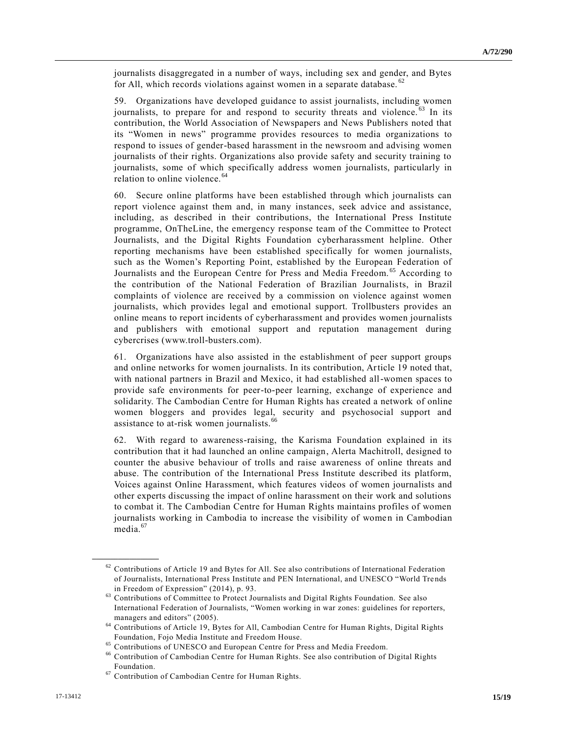journalists disaggregated in a number of ways, including sex and gender, and Bytes for All, which records violations against women in a separate database.[62]

59. Organizations have developed guidance to assist journalists, including women journalists, to prepare for and respond to security threats and violence.[63] In its contribution, the World Association of Newspapers and News Publishers noted that its "Women in news" programme provides resources to media organizations to respond to issues of gender-based harassment in the newsroom and advising women journalists of their rights. Organizations also provide safety and security training to journalists, some of which specifically address women journalists, particularly in relation to online violence.[64]

60. Secure online platforms have been established through which journalists can report violence against them and, in many instances, seek advice and assistance, including, as described in their contributions, the International Press Institute programme, OnTheLine, the emergency response team of the Committee to Protect Journalists, and the Digital Rights Foundation cyberharassment helpline. Other reporting mechanisms have been established specifically for women journalists, such as the Women's Reporting Point, established by the European Federation of Journalists and the European Centre for Press and Media Freedom.[65] According to the contribution of the National Federation of Brazilian Journalists, in Brazil complaints of violence are received by a commission on violence against women journalists, which provides legal and emotional support. Trollbusters provides an online means to report incidents of cyberharassment and provides women journalists and publishers with emotional support and reputation management during cybercrises (www.troll-busters.com).

61. Organizations have also assisted in the establishment of peer support groups and online networks for women journalists. In its contribution, Article 19 noted that, with national partners in Brazil and Mexico, it had established all-women spaces to provide safe environments for peer-to-peer learning, exchange of experience and solidarity. The Cambodian Centre for Human Rights has created a network of online women bloggers and provides legal, security and psychosocial support and assistance to at-risk women journalists.[66]

62. With regard to awareness-raising, the Karisma Foundation explained in its contribution that it had launched an online campaign, Alerta Machitroll, designed to counter the abusive behaviour of trolls and raise awareness of online threats and abuse. The contribution of the International Press Institute described its platform, Voices against Online Harassment, which features videos of women journalists and other experts discussing the impact of online harassment on their work and solutions to combat it. The Cambodian Centre for Human Rights maintains profiles of women journalists working in Cambodia to increase the visibility of women in Cambodian media.[67]

---

[62] Contributions of Article 19 and Bytes for All. See also contributions of International Federation of Journalists, International Press Institute and PEN International, and UNESCO "World Trends in Freedom of Expression" (2014), p. 93.

[63] Contributions of Committee to Protect Journalists and Digital Rights Foundation. See also International Federation of Journalists, "Women working in war zones: guidelines for reporters, managers and editors" (2005).

[64] Contributions of Article 19, Bytes for All, Cambodian Centre for Human Rights, Digital Rights Foundation, Fojo Media Institute and Freedom House.

[65] Contributions of UNESCO and European Centre for Press and Media Freedom.

[66] Contribution of Cambodian Centre for Human Rights. See also contribution of Digital Rights Foundation.

[67] Contribution of Cambodian Centre for Human Rights.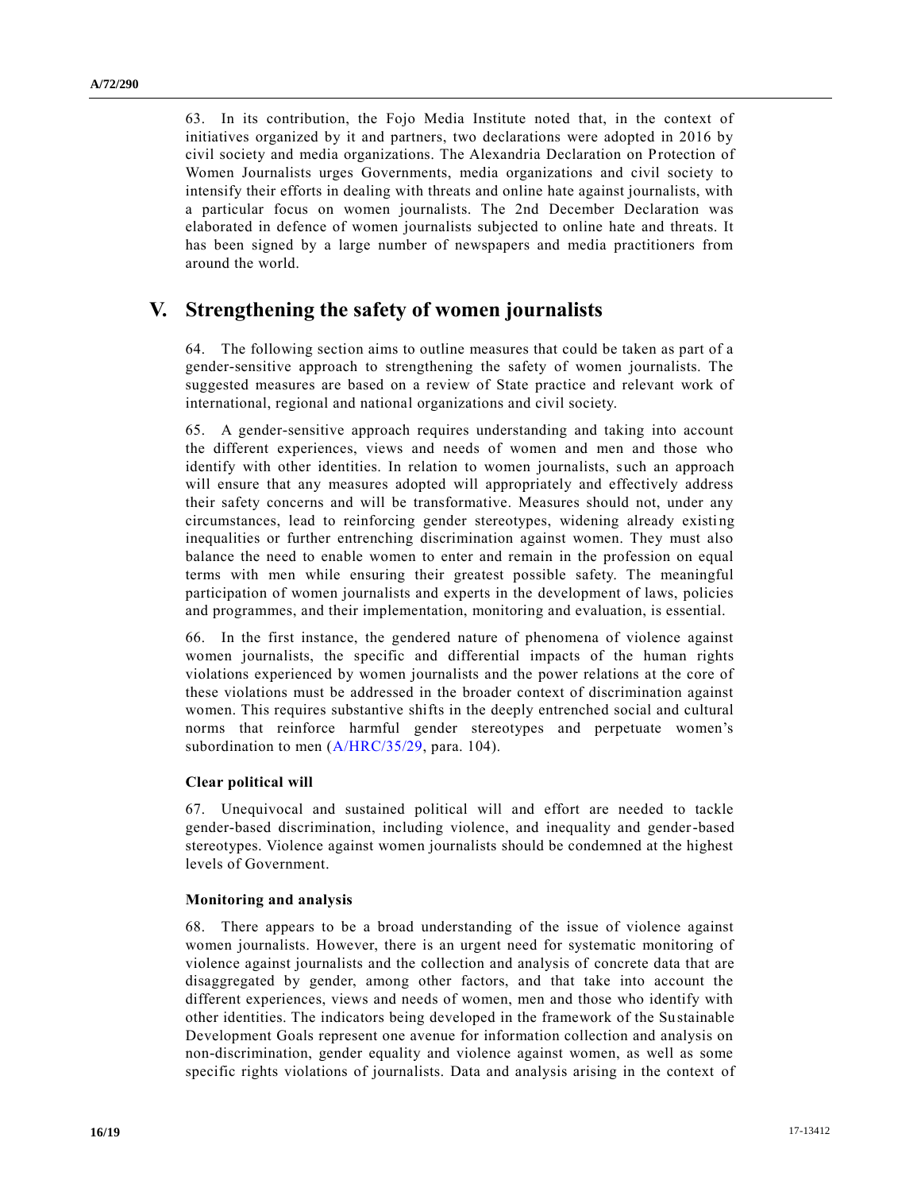63. In its contribution, the Fojo Media Institute noted that, in the context of initiatives organized by it and partners, two declarations were adopted in 2016 by civil society and media organizations. The Alexandria Declaration on Protection of Women Journalists urges Governments, media organizations and civil society to intensify their efforts in dealing with threats and online hate against journalists, with a particular focus on women journalists. The 2nd December Declaration was elaborated in defence of women journalists subjected to online hate and threats. It has been signed by a large number of newspapers and media practitioners from around the world.

# V. Strengthening the safety of women journalists

64. The following section aims to outline measures that could be taken as part of a gender-sensitive approach to strengthening the safety of women journalists. The suggested measures are based on a review of State practice and relevant work of international, regional and national organizations and civil society.

65. A gender-sensitive approach requires understanding and taking into account the different experiences, views and needs of women and men and those who identify with other identities. In relation to women journalists, such an approach will ensure that any measures adopted will appropriately and effectively address their safety concerns and will be transformative. Measures should not, under any circumstances, lead to reinforcing gender stereotypes, widening already existing inequalities or further entrenching discrimination against women. They must also balance the need to enable women to enter and remain in the profession on equal terms with men while ensuring their greatest possible safety. The meaningful participation of women journalists and experts in the development of laws, policies and programmes, and their implementation, monitoring and evaluation, is essential.

66. In the first instance, the gendered nature of phenomena of violence against women journalists, the specific and differential impacts of the human rights violations experienced by women journalists and the power relations at the core of these violations must be addressed in the broader context of discrimination against women. This requires substantive shifts in the deeply entrenched social and cultural norms that reinforce harmful gender stereotypes and perpetuate women's subordination to men (A/HRC/35/29, para. 104).

### Clear political will

67. Unequivocal and sustained political will and effort are needed to tackle gender-based discrimination, including violence, and inequality and gender-based stereotypes. Violence against women journalists should be condemned at the highest levels of Government.

### Monitoring and analysis

68. There appears to be a broad understanding of the issue of violence against women journalists. However, there is an urgent need for systematic monitoring of violence against journalists and the collection and analysis of concrete data that are disaggregated by gender, among other factors, and that take into account the different experiences, views and needs of women, men and those who identify with other identities. The indicators being developed in the framework of the Sustainable Development Goals represent one avenue for information collection and analysis on non-discrimination, gender equality and violence against women, as well as some specific rights violations of journalists. Data and analysis arising in the context of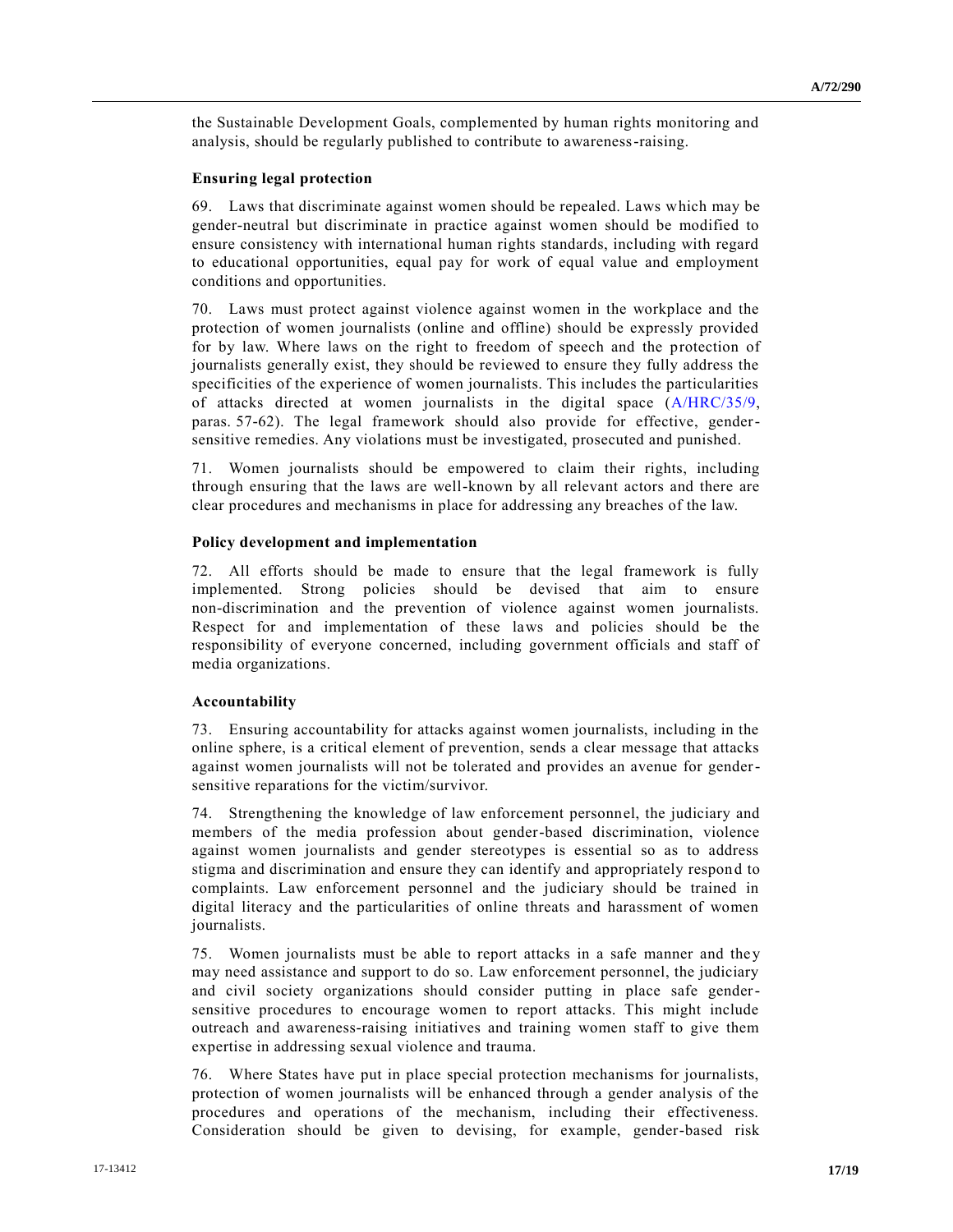the Sustainable Development Goals, complemented by human rights monitoring and analysis, should be regularly published to contribute to awareness-raising.

### Ensuring legal protection

69. Laws that discriminate against women should be repealed. Laws which may be gender-neutral but discriminate in practice against women should be modified to ensure consistency with international human rights standards, including with regard to educational opportunities, equal pay for work of equal value and employment conditions and opportunities.

70. Laws must protect against violence against women in the workplace and the protection of women journalists (online and offline) should be expressly provided for by law. Where laws on the right to freedom of speech and the protection of journalists generally exist, they should be reviewed to ensure they fully address the specificities of the experience of women journalists. This includes the particularities of attacks directed at women journalists in the digital space (A/HRC/35/9, paras. 57-62). The legal framework should also provide for effective, gender-sensitive remedies. Any violations must be investigated, prosecuted and punished.

71. Women journalists should be empowered to claim their rights, including through ensuring that the laws are well-known by all relevant actors and there are clear procedures and mechanisms in place for addressing any breaches of the law.

### Policy development and implementation

72. All efforts should be made to ensure that the legal framework is fully implemented. Strong policies should be devised that aim to ensure non-discrimination and the prevention of violence against women journalists. Respect for and implementation of these laws and policies should be the responsibility of everyone concerned, including government officials and staff of media organizations.

### Accountability

73. Ensuring accountability for attacks against women journalists, including in the online sphere, is a critical element of prevention, sends a clear message that attacks against women journalists will not be tolerated and provides an avenue for gender-sensitive reparations for the victim/survivor.

74. Strengthening the knowledge of law enforcement personnel, the judiciary and members of the media profession about gender-based discrimination, violence against women journalists and gender stereotypes is essential so as to address stigma and discrimination and ensure they can identify and appropriately respond to complaints. Law enforcement personnel and the judiciary should be trained in digital literacy and the particularities of online threats and harassment of women journalists.

75. Women journalists must be able to report attacks in a safe manner and they may need assistance and support to do so. Law enforcement personnel, the judiciary and civil society organizations should consider putting in place safe gender-sensitive procedures to encourage women to report attacks. This might include outreach and awareness-raising initiatives and training women staff to give them expertise in addressing sexual violence and trauma.

76. Where States have put in place special protection mechanisms for journalists, protection of women journalists will be enhanced through a gender analysis of the procedures and operations of the mechanism, including their effectiveness. Consideration should be given to devising, for example, gender-based risk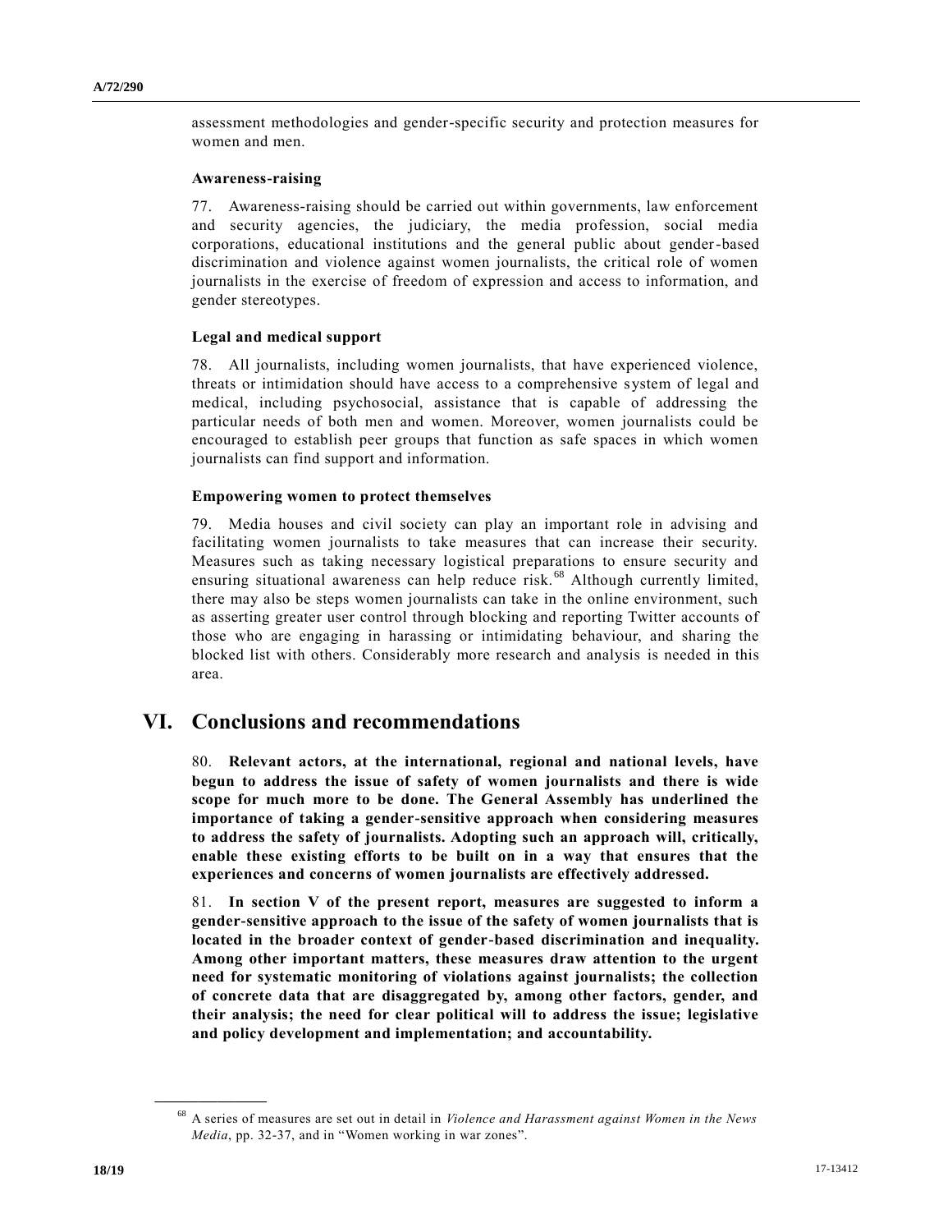assessment methodologies and gender-specific security and protection measures for women and men.

### Awareness-raising

77. Awareness-raising should be carried out within governments, law enforcement and security agencies, the judiciary, the media profession, social media corporations, educational institutions and the general public about gender-based discrimination and violence against women journalists, the critical role of women journalists in the exercise of freedom of expression and access to information, and gender stereotypes.

### Legal and medical support

78. All journalists, including women journalists, that have experienced violence, threats or intimidation should have access to a comprehensive system of legal and medical, including psychosocial, assistance that is capable of addressing the particular needs of both men and women. Moreover, women journalists could be encouraged to establish peer groups that function as safe spaces in which women journalists can find support and information.

### Empowering women to protect themselves

79. Media houses and civil society can play an important role in advising and facilitating women journalists to take measures that can increase their security. Measures such as taking necessary logistical preparations to ensure security and ensuring situational awareness can help reduce risk.[68] Although currently limited, there may also be steps women journalists can take in the online environment, such as asserting greater user control through blocking and reporting Twitter accounts of those who are engaging in harassing or intimidating behaviour, and sharing the blocked list with others. Considerably more research and analysis is needed in this area.

## VI. Conclusions and recommendations

80. **Relevant actors, at the international, regional and national levels, have begun to address the issue of safety of women journalists and there is wide scope for much more to be done. The General Assembly has underlined the importance of taking a gender-sensitive approach when considering measures to address the safety of journalists. Adopting such an approach will, critically, enable these existing efforts to be built on in a way that ensures that the experiences and concerns of women journalists are effectively addressed.**

81. **In section V of the present report, measures are suggested to inform a gender-sensitive approach to the issue of the safety of women journalists that is located in the broader context of gender-based discrimination and inequality. Among other important matters, these measures draw attention to the urgent need for systematic monitoring of violations against journalists; the collection of concrete data that are disaggregated by, among other factors, gender, and their analysis; the need for clear political will to address the issue; legislative and policy development and implementation; and accountability.**

---

[68] A series of measures are set out in detail in *Violence and Harassment against Women in the News Media*, pp. 32-37, and in "Women working in war zones".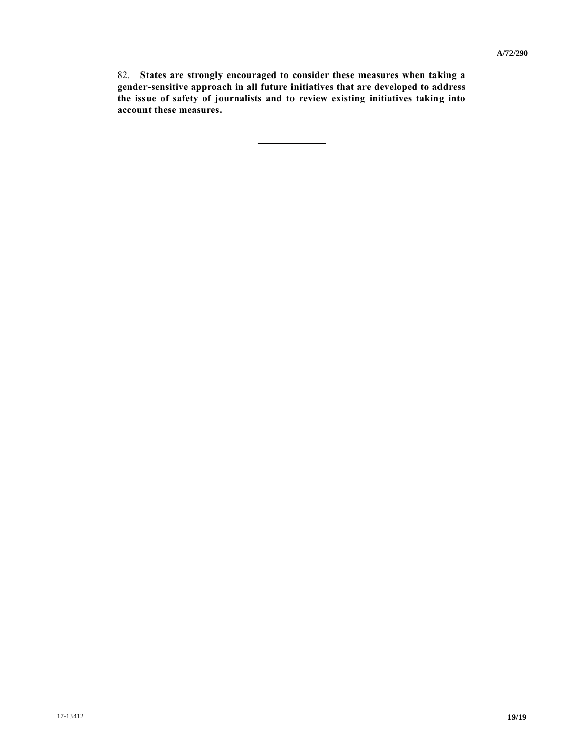82. **States are strongly encouraged to consider these measures when taking a gender-sensitive approach in all future initiatives that are developed to address the issue of safety of journalists and to review existing initiatives taking into account these measures.**